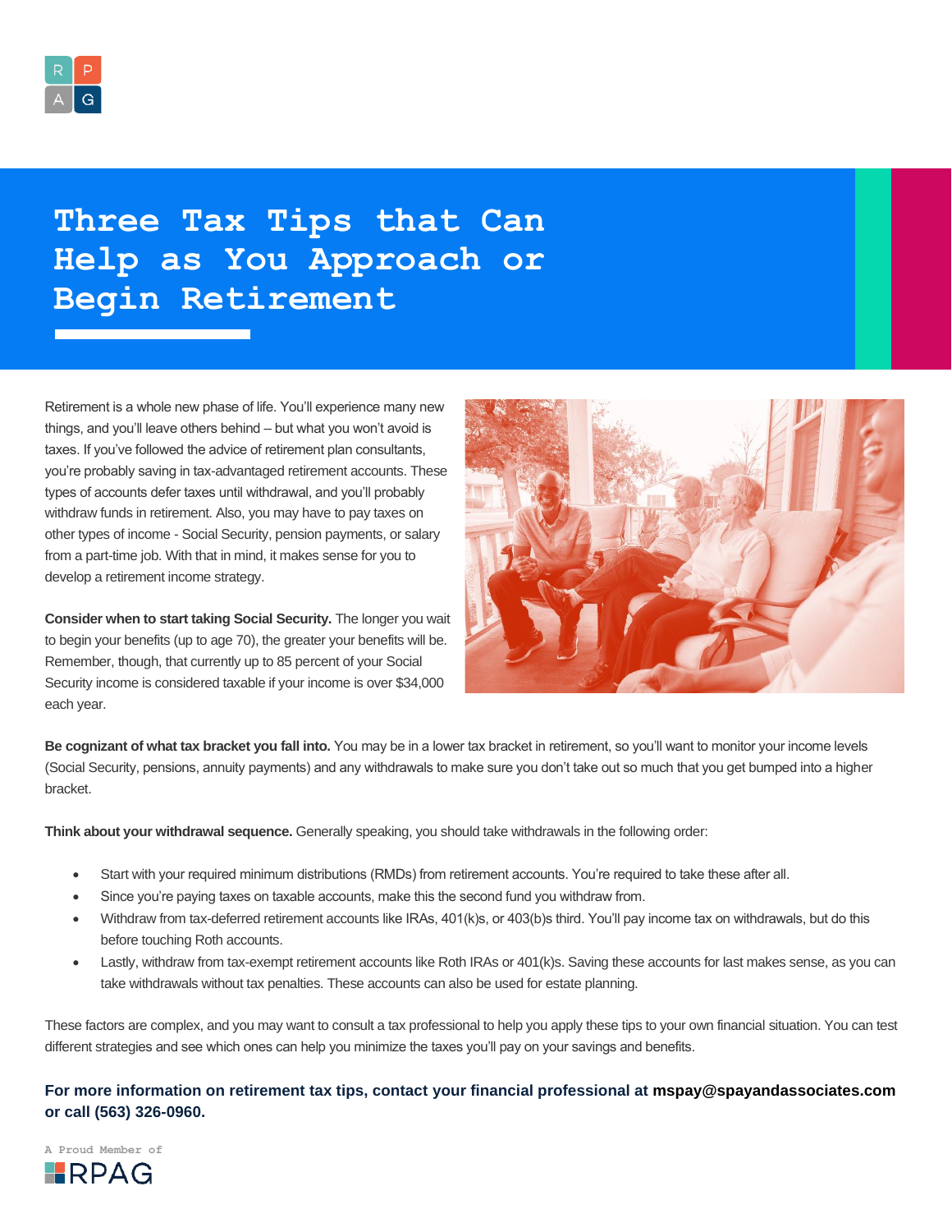# Three Tax Tips that Can Help as You Approach or Begin Retirement

Retirement is a whole new phase of life. You'll experience many new things, and you'll leave others behind – but what you won't avoid is taxes. If you've followed the advice of retirement plan consultants, you're probably saving in tax-advantaged retirement accounts. These types of accounts defer taxes until withdrawal, and you'll probably withdraw funds in retirement. Also, you may have to pay taxes on other types of income - Social Security, pension payments, or salary from a part-time job. With that in mind, it makes sense for you to develop a retirement income strategy.

**Consider when to start taking Social Security.** The longer you wait to begin your benefits (up to age 70), the greater your benefits will be. Remember, though, that currently up to 85 percent of your Social Security income is considered taxable if your income is over $34,000 each year.

**Be cognizant of what tax bracket you fall into.** You may be in a lower tax bracket in retirement, so you'll want to monitor your income levels (Social Security, pensions, annuity payments) and any withdrawals to make sure you don't take out so much that you get bumped into a higher bracket.

**Think about your withdrawal sequence.** Generally speaking, you should take withdrawals in the following order:

- Start with your required minimum distributions (RMDs) from retirement accounts. You're required to take these after all.
- Since you're paying taxes on taxable accounts, make this the second fund you withdraw from.
- Withdraw from tax-deferred retirement accounts like IRAs, 401(k)s, or 403(b)s third. You'll pay income tax on withdrawals, but do this before touching Roth accounts.
- Lastly, withdraw from tax-exempt retirement accounts like Roth IRAs or 401(k)s. Saving these accounts for last makes sense, as you can take withdrawals without tax penalties. These accounts can also be used for estate planning.

These factors are complex, and you may want to consult a tax professional to help you apply these tips to your own financial situation. You can test different strategies and see which ones can help you minimize the taxes you'll pay on your savings and benefits.

**For more information on retirement tax tips, contact your financial professional at mspay@spayandassociates.com or call (563) 326-0960.**

A Proud Member of RPAG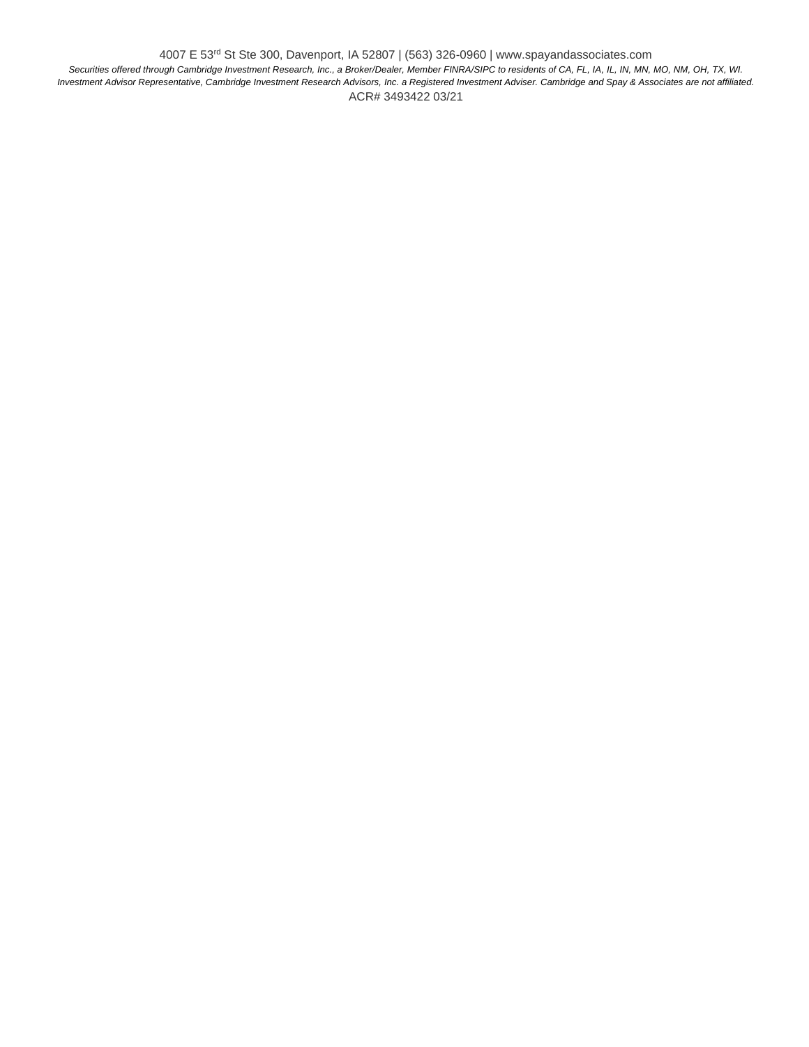4007 E 53rd St Ste 300, Davenport, IA 52807 | (563) 326-0960 | www.spayandassociates.com

*Securities offered through Cambridge Investment Research, Inc., a Broker/Dealer, Member FINRA/SIPC to residents of CA, FL, IA, IL, IN, MN, MO, NM, OH, TX, WI. Investment Advisor Representative, Cambridge Investment Research Advisors, Inc. a Registered Investment Adviser. Cambridge and Spay & Associates are not affiliated.*

ACR# 3493422 03/21